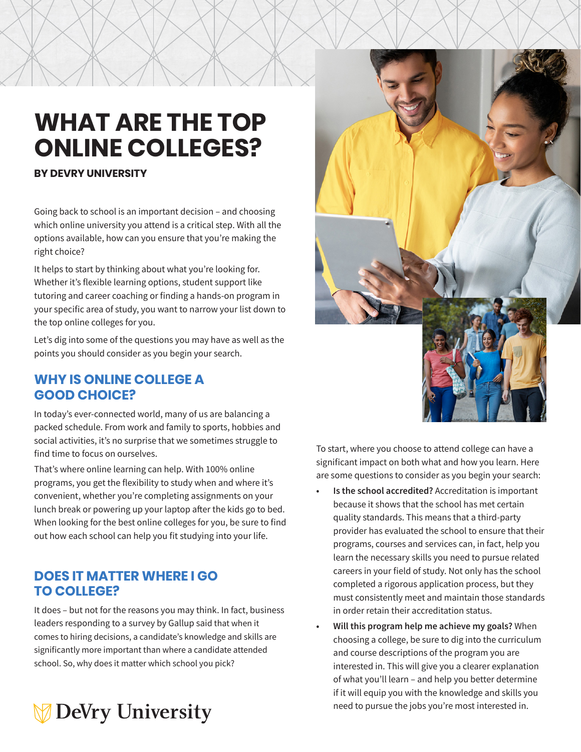# WHAT ARE THE TOP ONLINE COLLEGES?

**BY DEVRY UNIVERSITY**

Going back to school is an important decision – and choosing which online university you attend is a critical step. With all the options available, how can you ensure that you're making the right choice?

It helps to start by thinking about what you're looking for. Whether it's flexible learning options, student support like tutoring and career coaching or finding a hands-on program in your specific area of study, you want to narrow your list down to the top online colleges for you.

Let's dig into some of the questions you may have as well as the points you should consider as you begin your search.

## WHY IS ONLINE COLLEGE A GOOD CHOICE?

In today's ever-connected world, many of us are balancing a packed schedule. From work and family to sports, hobbies and social activities, it's no surprise that we sometimes struggle to find time to focus on ourselves.

That's where online learning can help. With 100% online programs, you get the flexibility to study when and where it's convenient, whether you're completing assignments on your lunch break or powering up your laptop after the kids go to bed. When looking for the best online colleges for you, be sure to find out how each school can help you fit studying into your life.

## DOES IT MATTER WHERE I GO TO COLLEGE?

It does – but not for the reasons you may think. In fact, business leaders responding to a survey by Gallup said that when it comes to hiring decisions, a candidate's knowledge and skills are significantly more important than where a candidate attended school. So, why does it matter which school you pick?

To start, where you choose to attend college can have a significant impact on both what and how you learn. Here are some questions to consider as you begin your search:

- **Is the school accredited?** Accreditation is important because it shows that the school has met certain quality standards. This means that a third-party provider has evaluated the school to ensure that their programs, courses and services can, in fact, help you learn the necessary skills you need to pursue related careers in your field of study. Not only has the school completed a rigorous application process, but they must consistently meet and maintain those standards in order retain their accreditation status.
- **Will this program help me achieve my goals?** When choosing a college, be sure to dig into the curriculum and course descriptions of the program you are interested in. This will give you a clearer explanation of what you'll learn – and help you better determine if it will equip you with the knowledge and skills you need to pursue the jobs you're most interested in.

DeVry University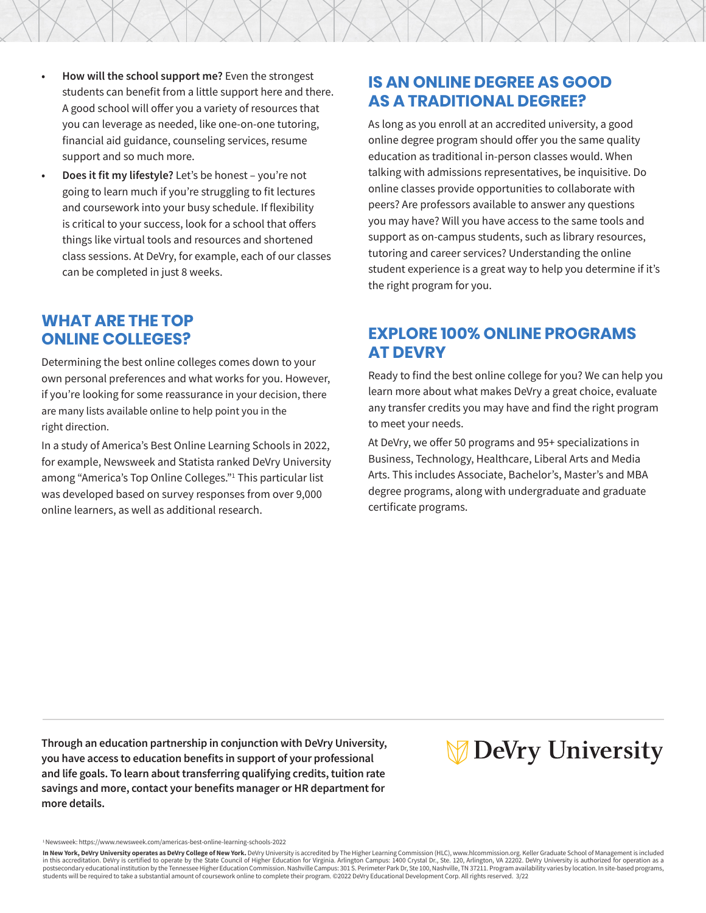- **How will the school support me?** Even the strongest students can benefit from a little support here and there. A good school will offer you a variety of resources that you can leverage as needed, like one-on-one tutoring, financial aid guidance, counseling services, resume support and so much more.
- **Does it fit my lifestyle?** Let's be honest – you're not going to learn much if you're struggling to fit lectures and coursework into your busy schedule. If flexibility is critical to your success, look for a school that offers things like virtual tools and resources and shortened class sessions. At DeVry, for example, each of our classes can be completed in just 8 weeks.

## WHAT ARE THE TOP ONLINE COLLEGES?

Determining the best online colleges comes down to your own personal preferences and what works for you. However, if you're looking for some reassurance in your decision, there are many lists available online to help point you in the right direction.

In a study of America's Best Online Learning Schools in 2022, for example, Newsweek and Statista ranked DeVry University among "America's Top Online Colleges."[1] This particular list was developed based on survey responses from over 9,000 online learners, as well as additional research.

## IS AN ONLINE DEGREE AS GOOD AS A TRADITIONAL DEGREE?

As long as you enroll at an accredited university, a good online degree program should offer you the same quality education as traditional in-person classes would. When talking with admissions representatives, be inquisitive. Do online classes provide opportunities to collaborate with peers? Are professors available to answer any questions you may have? Will you have access to the same tools and support as on-campus students, such as library resources, tutoring and career services? Understanding the online student experience is a great way to help you determine if it's the right program for you.

## EXPLORE 100% ONLINE PROGRAMS AT DEVRY

Ready to find the best online college for you? We can help you learn more about what makes DeVry a great choice, evaluate any transfer credits you may have and find the right program to meet your needs.

At DeVry, we offer 50 programs and 95+ specializations in Business, Technology, Healthcare, Liberal Arts and Media Arts. This includes Associate, Bachelor's, Master's and MBA degree programs, along with undergraduate and graduate certificate programs.

**Through an education partnership in conjunction with DeVry University, you have access to education benefits in support of your professional and life goals. To learn about transferring qualifying credits, tuition rate savings and more, contact your benefits manager or HR department for more details.**

DeVry University

[1] Newsweek: https://www.newsweek.com/americas-best-online-learning-schools-2022

**In New York, DeVry University operates as DeVry College of New York.** DeVry University is accredited by The Higher Learning Commission (HLC), www.hlcommission.org. Keller Graduate School of Management is included in this accreditation. DeVry is certified to operate by the State Council of Higher Education for Virginia. Arlington Campus: 1400 Crystal Dr., Ste. 120, Arlington, VA 22202. DeVry University is authorized for operation as a postsecondary educational institution by the Tennessee Higher Education Commission. Nashville Campus: 301 S. Perimeter Park Dr, Ste 100, Nashville, TN 37211. Program availability varies by location. In site-based programs, students will be required to take a substantial amount of coursework online to complete their program. ©2022 DeVry Educational Development Corp. All rights reserved. 3/22